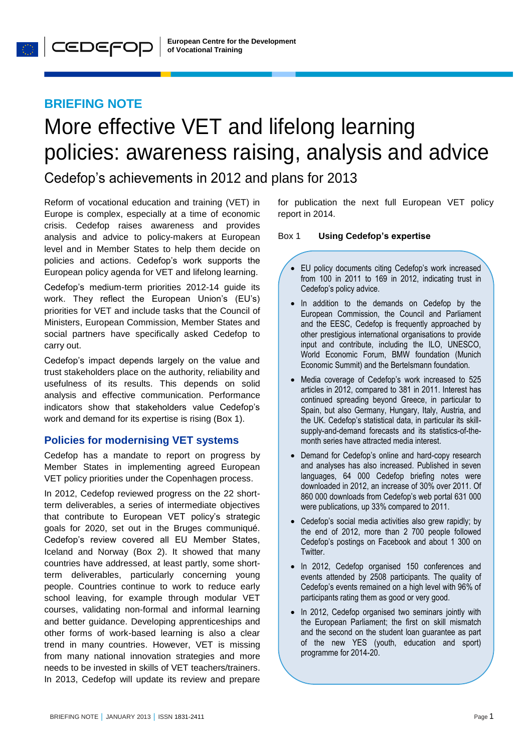**BRIEFING NOTE**

# More effective VET and lifelong learning policies: awareness raising, analysis and advice

## Cedefop's achievements in 2012 and plans for 2013

Reform of vocational education and training (VET) in Europe is complex, especially at a time of economic crisis. Cedefop raises awareness and provides analysis and advice to policy-makers at European level and in Member States to help them decide on policies and actions. Cedefop's work supports the European policy agenda for VET and lifelong learning.

Cedefop's medium-term priorities 2012-14 guide its work. They reflect the European Union's (EU's) priorities for VET and include tasks that the Council of Ministers, European Commission, Member States and social partners have specifically asked Cedefop to carry out.

Cedefop's impact depends largely on the value and trust stakeholders place on the authority, reliability and usefulness of its results. This depends on solid analysis and effective communication. Performance indicators show that stakeholders value Cedefop's work and demand for its expertise is rising (Box 1).

### Policies for modernising VET systems

Cedefop has a mandate to report on progress by Member States in implementing agreed European VET policy priorities under the Copenhagen process.

In 2012, Cedefop reviewed progress on the 22 short-term deliverables, a series of intermediate objectives that contribute to European VET policy's strategic goals for 2020, set out in the Bruges communiqué. Cedefop's review covered all EU Member States, Iceland and Norway (Box 2). It showed that many countries have addressed, at least partly, some short-term deliverables, particularly concerning young people. Countries continue to work to reduce early school leaving, for example through modular VET courses, validating non-formal and informal learning and better guidance. Developing apprenticeships and other forms of work-based learning is also a clear trend in many countries. However, VET is missing from many national innovation strategies and more needs to be invested in skills of VET teachers/trainers. In 2013, Cedefop will update its review and prepare for publication the next full European VET policy report in 2014.

Box 1 **Using Cedefop's expertise**

- EU policy documents citing Cedefop's work increased from 100 in 2011 to 169 in 2012, indicating trust in Cedefop's policy advice.
- In addition to the demands on Cedefop by the European Commission, the Council and Parliament and the EESC, Cedefop is frequently approached by other prestigious international organisations to provide input and contribute, including the ILO, UNESCO, World Economic Forum, BMW foundation (Munich Economic Summit) and the Bertelsmann foundation.
- Media coverage of Cedefop's work increased to 525 articles in 2012, compared to 381 in 2011. Interest has continued spreading beyond Greece, in particular to Spain, but also Germany, Hungary, Italy, Austria, and the UK. Cedefop's statistical data, in particular its skill-supply-and-demand forecasts and its statistics-of-the-month series have attracted media interest.
- Demand for Cedefop's online and hard-copy research and analyses has also increased. Published in seven languages, 64 000 Cedefop briefing notes were downloaded in 2012, an increase of 30% over 2011. Of 860 000 downloads from Cedefop's web portal 631 000 were publications, up 33% compared to 2011.
- Cedefop's social media activities also grew rapidly; by the end of 2012, more than 2 700 people followed Cedefop's postings on Facebook and about 1 300 on Twitter.
- In 2012, Cedefop organised 150 conferences and events attended by 2508 participants. The quality of Cedefop's events remained on a high level with 96% of participants rating them as good or very good.
- In 2012, Cedefop organised two seminars jointly with the European Parliament; the first on skill mismatch and the second on the student loan guarantee as part of the new YES (youth, education and sport) programme for 2014-20.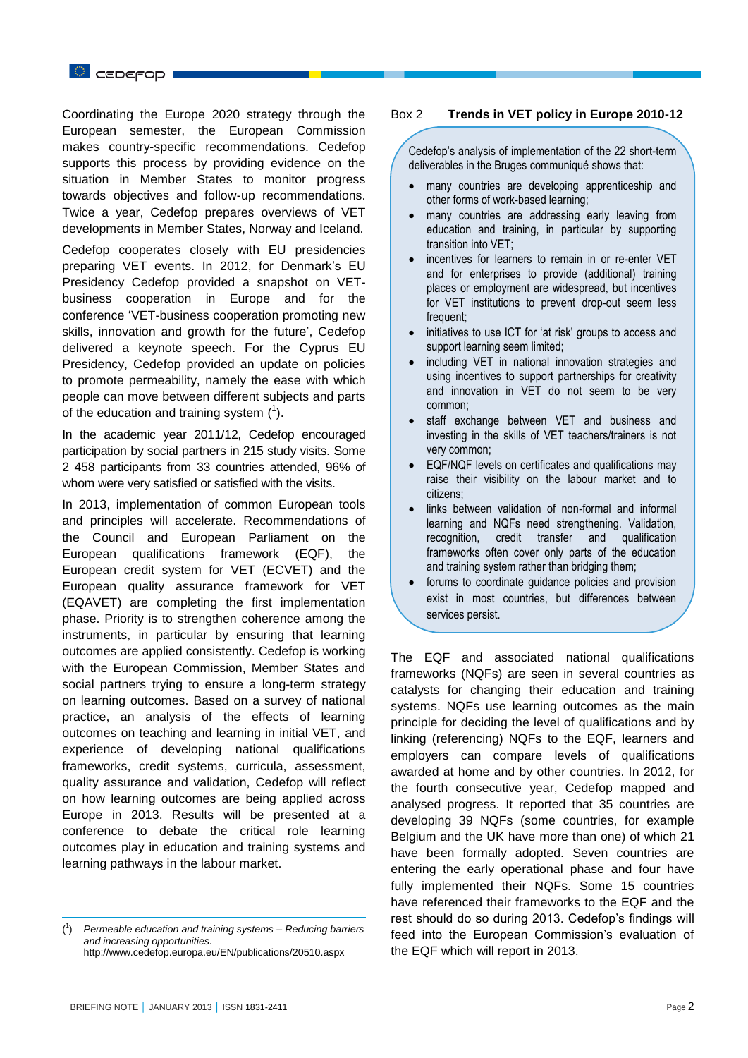Coordinating the Europe 2020 strategy through the European semester, the European Commission makes country-specific recommendations. Cedefop supports this process by providing evidence on the situation in Member States to monitor progress towards objectives and follow-up recommendations. Twice a year, Cedefop prepares overviews of VET developments in Member States, Norway and Iceland.

Cedefop cooperates closely with EU presidencies preparing VET events. In 2012, for Denmark's EU Presidency Cedefop provided a snapshot on VET-business cooperation in Europe and for the conference 'VET-business cooperation promoting new skills, innovation and growth for the future', Cedefop delivered a keynote speech. For the Cyprus EU Presidency, Cedefop provided an update on policies to promote permeability, namely the ease with which people can move between different subjects and parts of the education and training system ([1]).

In the academic year 2011/12, Cedefop encouraged participation by social partners in 215 study visits. Some 2 458 participants from 33 countries attended, 96% of whom were very satisfied or satisfied with the visits.

In 2013, implementation of common European tools and principles will accelerate. Recommendations of the Council and European Parliament on the European qualifications framework (EQF), the European credit system for VET (ECVET) and the European quality assurance framework for VET (EQAVET) are completing the first implementation phase. Priority is to strengthen coherence among the instruments, in particular by ensuring that learning outcomes are applied consistently. Cedefop is working with the European Commission, Member States and social partners trying to ensure a long-term strategy on learning outcomes. Based on a survey of national practice, an analysis of the effects of learning outcomes on teaching and learning in initial VET, and experience of developing national qualifications frameworks, credit systems, curricula, assessment, quality assurance and validation, Cedefop will reflect on how learning outcomes are being applied across Europe in 2013. Results will be presented at a conference to debate the critical role learning outcomes play in education and training systems and learning pathways in the labour market.

([1]) *Permeable education and training systems – Reducing barriers and increasing opportunities*. http://www.cedefop.europa.eu/EN/publications/20510.aspx

Box 2 **Trends in VET policy in Europe 2010-12**

> Cedefop's analysis of implementation of the 22 short-term deliverables in the Bruges communiqué shows that:
>
> - many countries are developing apprenticeship and other forms of work-based learning;
> - many countries are addressing early leaving from education and training, in particular by supporting transition into VET;
> - incentives for learners to remain in or re-enter VET and for enterprises to provide (additional) training places or employment are widespread, but incentives for VET institutions to prevent drop-out seem less frequent;
> - initiatives to use ICT for 'at risk' groups to access and support learning seem limited;
> - including VET in national innovation strategies and using incentives to support partnerships for creativity and innovation in VET do not seem to be very common;
> - staff exchange between VET and business and investing in the skills of VET teachers/trainers is not very common;
> - EQF/NQF levels on certificates and qualifications may raise their visibility on the labour market and to citizens;
> - links between validation of non-formal and informal learning and NQFs need strengthening. Validation, recognition, credit transfer and qualification frameworks often cover only parts of the education and training system rather than bridging them;
> - forums to coordinate guidance policies and provision exist in most countries, but differences between services persist.

The EQF and associated national qualifications frameworks (NQFs) are seen in several countries as catalysts for changing their education and training systems. NQFs use learning outcomes as the main principle for deciding the level of qualifications and by linking (referencing) NQFs to the EQF, learners and employers can compare levels of qualifications awarded at home and by other countries. In 2012, for the fourth consecutive year, Cedefop mapped and analysed progress. It reported that 35 countries are developing 39 NQFs (some countries, for example Belgium and the UK have more than one) of which 21 have been formally adopted. Seven countries are entering the early operational phase and four have fully implemented their NQFs. Some 15 countries have referenced their frameworks to the EQF and the rest should do so during 2013. Cedefop's findings will feed into the European Commission's evaluation of the EQF which will report in 2013.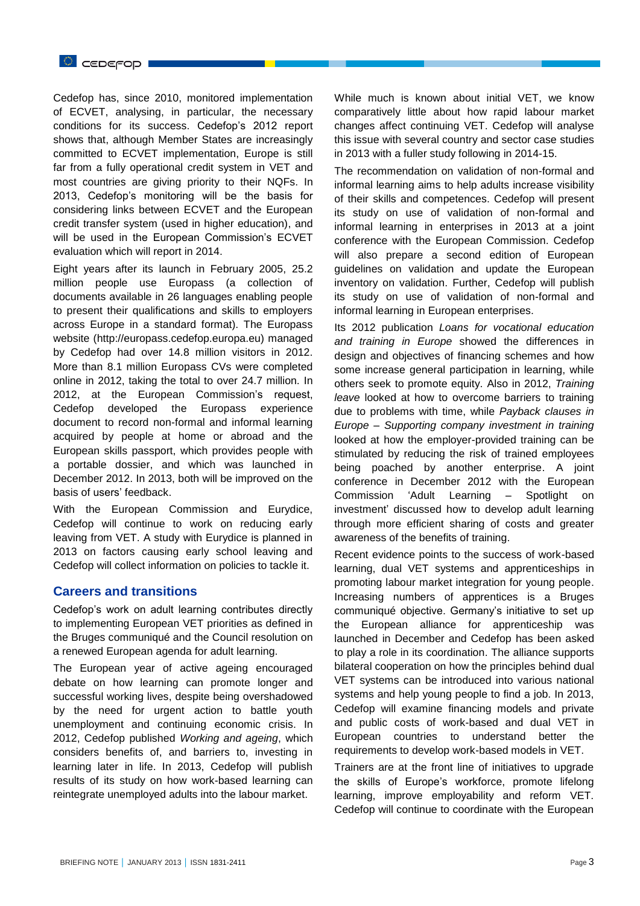Cedefop has, since 2010, monitored implementation of ECVET, analysing, in particular, the necessary conditions for its success. Cedefop's 2012 report shows that, although Member States are increasingly committed to ECVET implementation, Europe is still far from a fully operational credit system in VET and most countries are giving priority to their NQFs. In 2013, Cedefop's monitoring will be the basis for considering links between ECVET and the European credit transfer system (used in higher education), and will be used in the European Commission's ECVET evaluation which will report in 2014.

Eight years after its launch in February 2005, 25.2 million people use Europass (a collection of documents available in 26 languages enabling people to present their qualifications and skills to employers across Europe in a standard format). The Europass website (http://europass.cedefop.europa.eu) managed by Cedefop had over 14.8 million visitors in 2012. More than 8.1 million Europass CVs were completed online in 2012, taking the total to over 24.7 million. In 2012, at the European Commission's request, Cedefop developed the Europass experience document to record non-formal and informal learning acquired by people at home or abroad and the European skills passport, which provides people with a portable dossier, and which was launched in December 2012. In 2013, both will be improved on the basis of users' feedback.

With the European Commission and Eurydice, Cedefop will continue to work on reducing early leaving from VET. A study with Eurydice is planned in 2013 on factors causing early school leaving and Cedefop will collect information on policies to tackle it.

## Careers and transitions

Cedefop's work on adult learning contributes directly to implementing European VET priorities as defined in the Bruges communiqué and the Council resolution on a renewed European agenda for adult learning.

The European year of active ageing encouraged debate on how learning can promote longer and successful working lives, despite being overshadowed by the need for urgent action to battle youth unemployment and continuing economic crisis. In 2012, Cedefop published *Working and ageing*, which considers benefits of, and barriers to, investing in learning later in life. In 2013, Cedefop will publish results of its study on how work-based learning can reintegrate unemployed adults into the labour market.

While much is known about initial VET, we know comparatively little about how rapid labour market changes affect continuing VET. Cedefop will analyse this issue with several country and sector case studies in 2013 with a fuller study following in 2014-15.

The recommendation on validation of non-formal and informal learning aims to help adults increase visibility of their skills and competences. Cedefop will present its study on use of validation of non-formal and informal learning in enterprises in 2013 at a joint conference with the European Commission. Cedefop will also prepare a second edition of European guidelines on validation and update the European inventory on validation. Further, Cedefop will publish its study on use of validation of non-formal and informal learning in European enterprises.

Its 2012 publication *Loans for vocational education and training in Europe* showed the differences in design and objectives of financing schemes and how some increase general participation in learning, while others seek to promote equity. Also in 2012, *Training leave* looked at how to overcome barriers to training due to problems with time, while *Payback clauses in Europe – Supporting company investment in training* looked at how the employer-provided training can be stimulated by reducing the risk of trained employees being poached by another enterprise. A joint conference in December 2012 with the European Commission 'Adult Learning – Spotlight on investment' discussed how to develop adult learning through more efficient sharing of costs and greater awareness of the benefits of training.

Recent evidence points to the success of work-based learning, dual VET systems and apprenticeships in promoting labour market integration for young people. Increasing numbers of apprentices is a Bruges communiqué objective. Germany's initiative to set up the European alliance for apprenticeship was launched in December and Cedefop has been asked to play a role in its coordination. The alliance supports bilateral cooperation on how the principles behind dual VET systems can be introduced into various national systems and help young people to find a job. In 2013, Cedefop will examine financing models and private and public costs of work-based and dual VET in European countries to understand better the requirements to develop work-based models in VET.

Trainers are at the front line of initiatives to upgrade the skills of Europe's workforce, promote lifelong learning, improve employability and reform VET. Cedefop will continue to coordinate with the European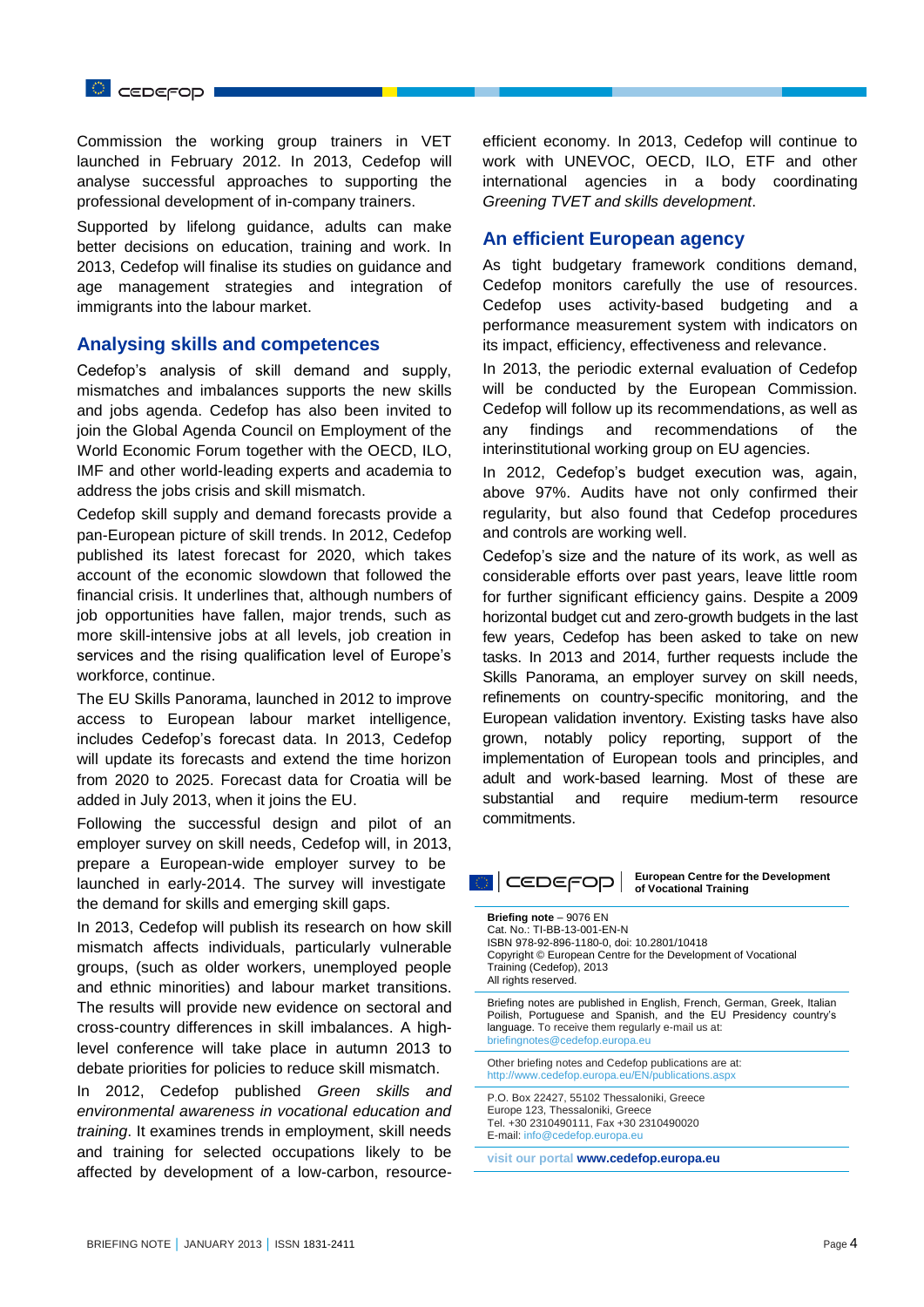Commission the working group trainers in VET launched in February 2012. In 2013, Cedefop will analyse successful approaches to supporting the professional development of in-company trainers.

Supported by lifelong guidance, adults can make better decisions on education, training and work. In 2013, Cedefop will finalise its studies on guidance and age management strategies and integration of immigrants into the labour market.

## Analysing skills and competences

Cedefop's analysis of skill demand and supply, mismatches and imbalances supports the new skills and jobs agenda. Cedefop has also been invited to join the Global Agenda Council on Employment of the World Economic Forum together with the OECD, ILO, IMF and other world-leading experts and academia to address the jobs crisis and skill mismatch.

Cedefop skill supply and demand forecasts provide a pan-European picture of skill trends. In 2012, Cedefop published its latest forecast for 2020, which takes account of the economic slowdown that followed the financial crisis. It underlines that, although numbers of job opportunities have fallen, major trends, such as more skill-intensive jobs at all levels, job creation in services and the rising qualification level of Europe's workforce, continue.

The EU Skills Panorama, launched in 2012 to improve access to European labour market intelligence, includes Cedefop's forecast data. In 2013, Cedefop will update its forecasts and extend the time horizon from 2020 to 2025. Forecast data for Croatia will be added in July 2013, when it joins the EU.

Following the successful design and pilot of an employer survey on skill needs, Cedefop will, in 2013, prepare a European-wide employer survey to be launched in early-2014. The survey will investigate the demand for skills and emerging skill gaps.

In 2013, Cedefop will publish its research on how skill mismatch affects individuals, particularly vulnerable groups, (such as older workers, unemployed people and ethnic minorities) and labour market transitions. The results will provide new evidence on sectoral and cross-country differences in skill imbalances. A high-level conference will take place in autumn 2013 to debate priorities for policies to reduce skill mismatch.

In 2012, Cedefop published *Green skills and environmental awareness in vocational education and training*. It examines trends in employment, skill needs and training for selected occupations likely to be affected by development of a low-carbon, resource-efficient economy. In 2013, Cedefop will continue to work with UNEVOC, OECD, ILO, ETF and other international agencies in a body coordinating *Greening TVET and skills development*.

## An efficient European agency

As tight budgetary framework conditions demand, Cedefop monitors carefully the use of resources. Cedefop uses activity-based budgeting and a performance measurement system with indicators on its impact, efficiency, effectiveness and relevance.

In 2013, the periodic external evaluation of Cedefop will be conducted by the European Commission. Cedefop will follow up its recommendations, as well as any findings and recommendations of the interinstitutional working group on EU agencies.

In 2012, Cedefop's budget execution was, again, above 97%. Audits have not only confirmed their regularity, but also found that Cedefop procedures and controls are working well.

Cedefop's size and the nature of its work, as well as considerable efforts over past years, leave little room for further significant efficiency gains. Despite a 2009 horizontal budget cut and zero-growth budgets in the last few years, Cedefop has been asked to take on new tasks. In 2013 and 2014, further requests include the Skills Panorama, an employer survey on skill needs, refinements on country-specific monitoring, and the European validation inventory. Existing tasks have also grown, notably policy reporting, support of the implementation of European tools and principles, and adult and work-based learning. Most of these are substantial and require medium-term resource commitments.

CEDEFOP | **European Centre for the Development of Vocational Training**

**Briefing note** – 9076 EN
Cat. No.: TI-BB-13-001-EN-N
ISBN 978-92-896-1180-0, doi: 10.2801/10418
Copyright © European Centre for the Development of Vocational Training (Cedefop), 2013
All rights reserved.

Briefing notes are published in English, French, German, Greek, Italian Polish, Portuguese and Spanish, and the EU Presidency country's language. To receive them regularly e-mail us at: briefingnotes@cedefop.europa.eu

Other briefing notes and Cedefop publications are at: http://www.cedefop.europa.eu/EN/publications.aspx

P.O. Box 22427, 55102 Thessaloniki, Greece
Europe 123, Thessaloniki, Greece
Tel. +30 2310490111, Fax +30 2310490020
E-mail: info@cedefop.europa.eu

visit our portal **www.cedefop.europa.eu**